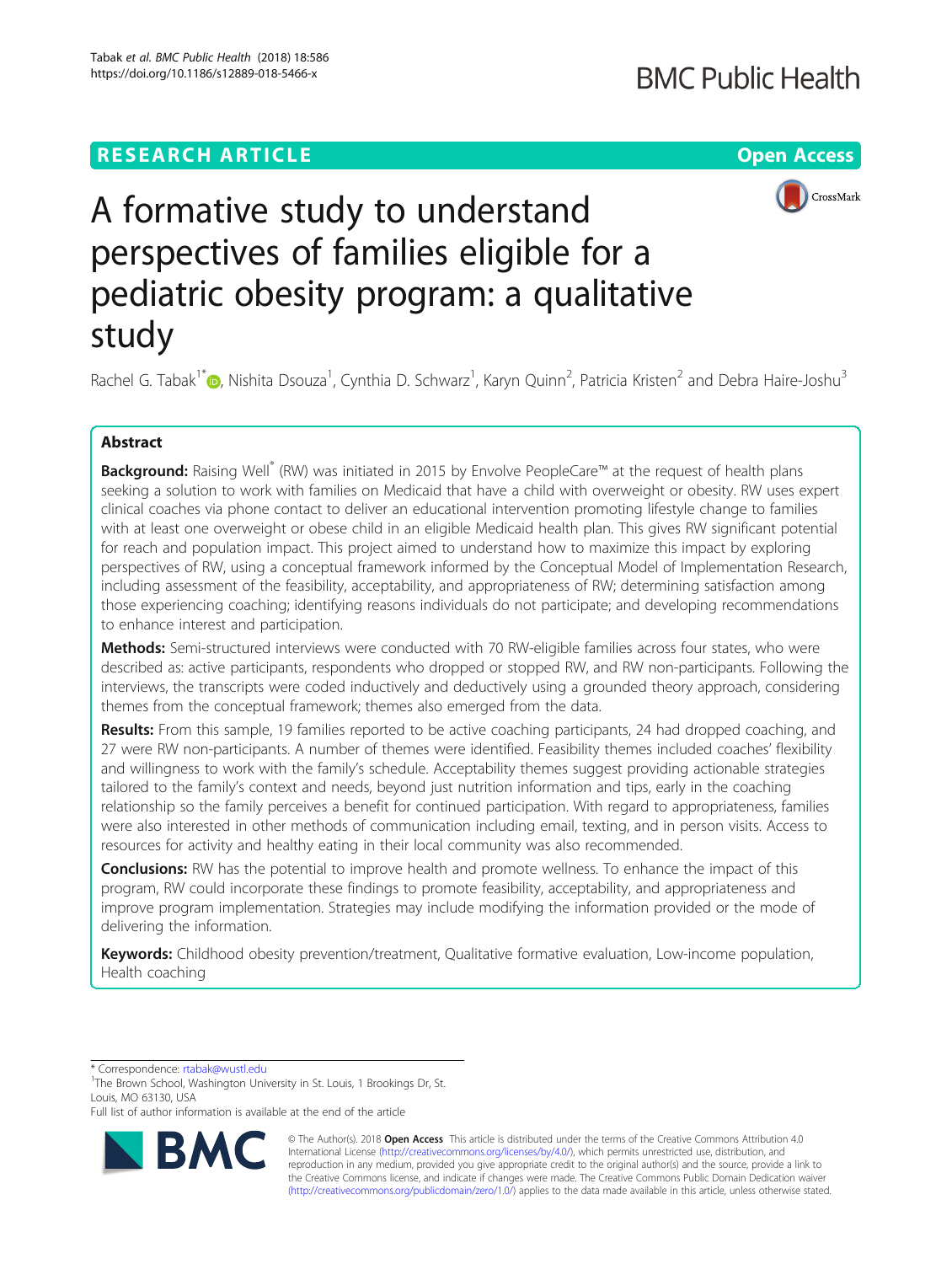RESEARCH ARTICLE

Open Access

# A formative study to understand perspectives of families eligible for a pediatric obesity program: a qualitative study

Rachel G. Tabak[1*], Nishita Dsouza[1], Cynthia D. Schwarz[1], Karyn Quinn[2], Patricia Kristen[2] and Debra Haire-Joshu[3]

## Abstract

**Background:** Raising Well® (RW) was initiated in 2015 by Envolve PeopleCare™ at the request of health plans seeking a solution to work with families on Medicaid that have a child with overweight or obesity. RW uses expert clinical coaches via phone contact to deliver an educational intervention promoting lifestyle change to families with at least one overweight or obese child in an eligible Medicaid health plan. This gives RW significant potential for reach and population impact. This project aimed to understand how to maximize this impact by exploring perspectives of RW, using a conceptual framework informed by the Conceptual Model of Implementation Research, including assessment of the feasibility, acceptability, and appropriateness of RW; determining satisfaction among those experiencing coaching; identifying reasons individuals do not participate; and developing recommendations to enhance interest and participation.

**Methods:** Semi-structured interviews were conducted with 70 RW-eligible families across four states, who were described as: active participants, respondents who dropped or stopped RW, and RW non-participants. Following the interviews, the transcripts were coded inductively and deductively using a grounded theory approach, considering themes from the conceptual framework; themes also emerged from the data.

**Results:** From this sample, 19 families reported to be active coaching participants, 24 had dropped coaching, and 27 were RW non-participants. A number of themes were identified. Feasibility themes included coaches' flexibility and willingness to work with the family's schedule. Acceptability themes suggest providing actionable strategies tailored to the family's context and needs, beyond just nutrition information and tips, early in the coaching relationship so the family perceives a benefit for continued participation. With regard to appropriateness, families were also interested in other methods of communication including email, texting, and in person visits. Access to resources for activity and healthy eating in their local community was also recommended.

**Conclusions:** RW has the potential to improve health and promote wellness. To enhance the impact of this program, RW could incorporate these findings to promote feasibility, acceptability, and appropriateness and improve program implementation. Strategies may include modifying the information provided or the mode of delivering the information.

**Keywords:** Childhood obesity prevention/treatment, Qualitative formative evaluation, Low-income population, Health coaching

---

* Correspondence: rtabak@wustl.edu

[1]The Brown School, Washington University in St. Louis, 1 Brookings Dr, St. Louis, MO 63130, USA

Full list of author information is available at the end of the article

© The Author(s). 2018 **Open Access** This article is distributed under the terms of the Creative Commons Attribution 4.0 International License (http://creativecommons.org/licenses/by/4.0/), which permits unrestricted use, distribution, and reproduction in any medium, provided you give appropriate credit to the original author(s) and the source, provide a link to the Creative Commons license, and indicate if changes were made. The Creative Commons Public Domain Dedication waiver (http://creativecommons.org/publicdomain/zero/1.0/) applies to the data made available in this article, unless otherwise stated.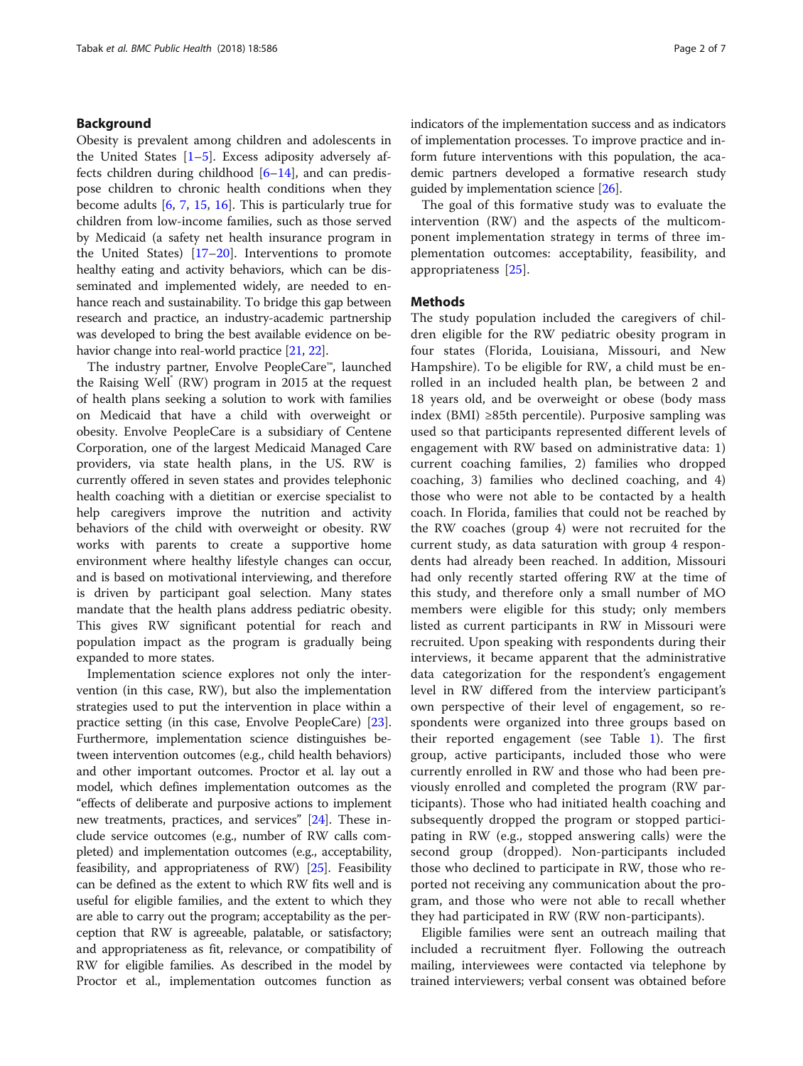## Background

Obesity is prevalent among children and adolescents in the United States [1–5]. Excess adiposity adversely affects children during childhood [6–14], and can predispose children to chronic health conditions when they become adults [6, 7, 15, 16]. This is particularly true for children from low-income families, such as those served by Medicaid (a safety net health insurance program in the United States) [17–20]. Interventions to promote healthy eating and activity behaviors, which can be disseminated and implemented widely, are needed to enhance reach and sustainability. To bridge this gap between research and practice, an industry-academic partnership was developed to bring the best available evidence on behavior change into real-world practice [21, 22].

The industry partner, Envolve PeopleCare™, launched the Raising Well® (RW) program in 2015 at the request of health plans seeking a solution to work with families on Medicaid that have a child with overweight or obesity. Envolve PeopleCare is a subsidiary of Centene Corporation, one of the largest Medicaid Managed Care providers, via state health plans, in the US. RW is currently offered in seven states and provides telephonic health coaching with a dietitian or exercise specialist to help caregivers improve the nutrition and activity behaviors of the child with overweight or obesity. RW works with parents to create a supportive home environment where healthy lifestyle changes can occur, and is based on motivational interviewing, and therefore is driven by participant goal selection. Many states mandate that the health plans address pediatric obesity. This gives RW significant potential for reach and population impact as the program is gradually being expanded to more states.

Implementation science explores not only the intervention (in this case, RW), but also the implementation strategies used to put the intervention in place within a practice setting (in this case, Envolve PeopleCare) [23]. Furthermore, implementation science distinguishes between intervention outcomes (e.g., child health behaviors) and other important outcomes. Proctor et al. lay out a model, which defines implementation outcomes as the "effects of deliberate and purposive actions to implement new treatments, practices, and services" [24]. These include service outcomes (e.g., number of RW calls completed) and implementation outcomes (e.g., acceptability, feasibility, and appropriateness of RW) [25]. Feasibility can be defined as the extent to which RW fits well and is useful for eligible families, and the extent to which they are able to carry out the program; acceptability as the perception that RW is agreeable, palatable, or satisfactory; and appropriateness as fit, relevance, or compatibility of RW for eligible families. As described in the model by Proctor et al., implementation outcomes function as indicators of the implementation success and as indicators of implementation processes. To improve practice and inform future interventions with this population, the academic partners developed a formative research study guided by implementation science [26].

The goal of this formative study was to evaluate the intervention (RW) and the aspects of the multicomponent implementation strategy in terms of three implementation outcomes: acceptability, feasibility, and appropriateness [25].

## Methods

The study population included the caregivers of children eligible for the RW pediatric obesity program in four states (Florida, Louisiana, Missouri, and New Hampshire). To be eligible for RW, a child must be enrolled in an included health plan, be between 2 and 18 years old, and be overweight or obese (body mass index (BMI) ≥85th percentile). Purposive sampling was used so that participants represented different levels of engagement with RW based on administrative data: 1) current coaching families, 2) families who dropped coaching, 3) families who declined coaching, and 4) those who were not able to be contacted by a health coach. In Florida, families that could not be reached by the RW coaches (group 4) were not recruited for the current study, as data saturation with group 4 respondents had already been reached. In addition, Missouri had only recently started offering RW at the time of this study, and therefore only a small number of MO members were eligible for this study; only members listed as current participants in RW in Missouri were recruited. Upon speaking with respondents during their interviews, it became apparent that the administrative data categorization for the respondent's engagement level in RW differed from the interview participant's own perspective of their level of engagement, so respondents were organized into three groups based on their reported engagement (see Table 1). The first group, active participants, included those who were currently enrolled in RW and those who had been previously enrolled and completed the program (RW participants). Those who had initiated health coaching and subsequently dropped the program or stopped participating in RW (e.g., stopped answering calls) were the second group (dropped). Non-participants included those who declined to participate in RW, those who reported not receiving any communication about the program, and those who were not able to recall whether they had participated in RW (RW non-participants).

Eligible families were sent an outreach mailing that included a recruitment flyer. Following the outreach mailing, interviewees were contacted via telephone by trained interviewers; verbal consent was obtained before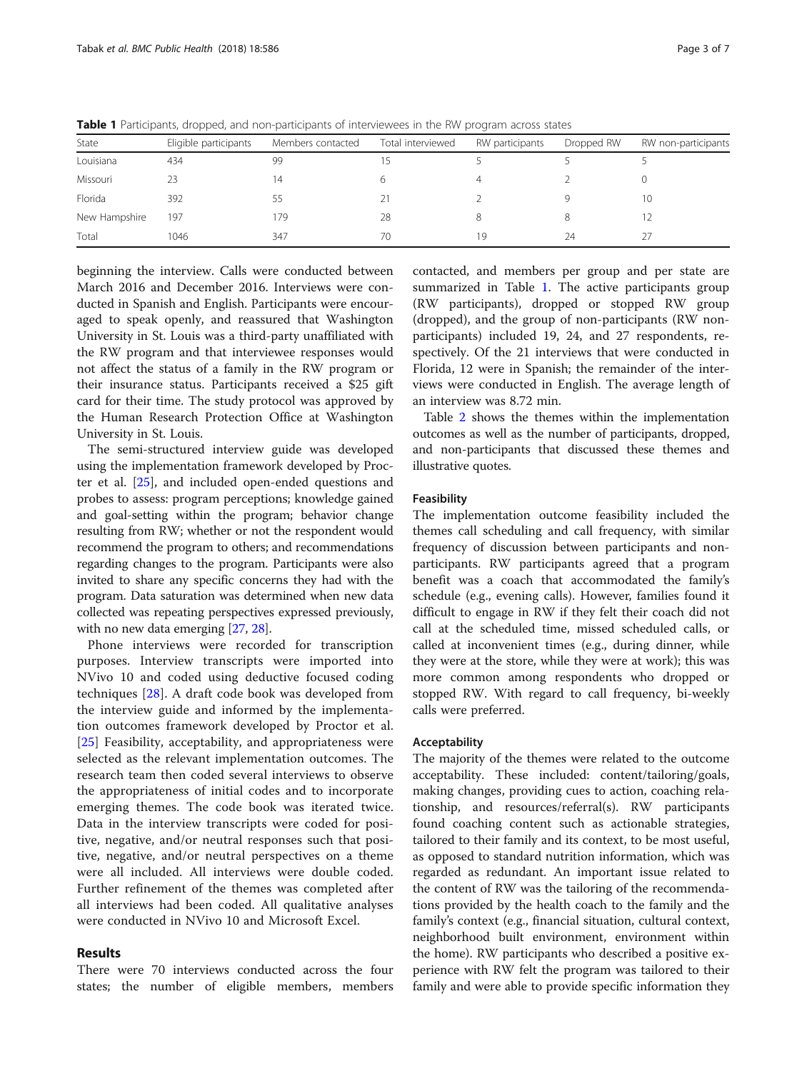**Table 1** Participants, dropped, and non-participants of interviewees in the RW program across states

| State | Eligible participants | Members contacted | Total interviewed | RW participants | Dropped RW | RW non-participants |
|---|---|---|---|---|---|---|
| Louisiana | 434 | 99 | 15 | 5 | 5 | 5 |
| Missouri | 23 | 14 | 6 | 4 | 2 | 0 |
| Florida | 392 | 55 | 21 | 2 | 9 | 10 |
| New Hampshire | 197 | 179 | 28 | 8 | 8 | 12 |
| Total | 1046 | 347 | 70 | 19 | 24 | 27 |

beginning the interview. Calls were conducted between March 2016 and December 2016. Interviews were conducted in Spanish and English. Participants were encouraged to speak openly, and reassured that Washington University in St. Louis was a third-party unaffiliated with the RW program and that interviewee responses would not affect the status of a family in the RW program or their insurance status. Participants received a $25 gift card for their time. The study protocol was approved by the Human Research Protection Office at Washington University in St. Louis.

The semi-structured interview guide was developed using the implementation framework developed by Proctor et al. [25], and included open-ended questions and probes to assess: program perceptions; knowledge gained and goal-setting within the program; behavior change resulting from RW; whether or not the respondent would recommend the program to others; and recommendations regarding changes to the program. Participants were also invited to share any specific concerns they had with the program. Data saturation was determined when new data collected was repeating perspectives expressed previously, with no new data emerging [27, 28].

Phone interviews were recorded for transcription purposes. Interview transcripts were imported into NVivo 10 and coded using deductive focused coding techniques [28]. A draft code book was developed from the interview guide and informed by the implementation outcomes framework developed by Proctor et al. [25] Feasibility, acceptability, and appropriateness were selected as the relevant implementation outcomes. The research team then coded several interviews to observe the appropriateness of initial codes and to incorporate emerging themes. The code book was iterated twice. Data in the interview transcripts were coded for positive, negative, and/or neutral responses such that positive, negative, and/or neutral perspectives on a theme were all included. All interviews were double coded. Further refinement of the themes was completed after all interviews had been coded. All qualitative analyses were conducted in NVivo 10 and Microsoft Excel.

## Results

There were 70 interviews conducted across the four states; the number of eligible members, members contacted, and members per group and per state are summarized in Table 1. The active participants group (RW participants), dropped or stopped RW group (dropped), and the group of non-participants (RW non-participants) included 19, 24, and 27 respondents, respectively. Of the 21 interviews that were conducted in Florida, 12 were in Spanish; the remainder of the interviews were conducted in English. The average length of an interview was 8.72 min.

Table 2 shows the themes within the implementation outcomes as well as the number of participants, dropped, and non-participants that discussed these themes and illustrative quotes.

### Feasibility

The implementation outcome feasibility included the themes call scheduling and call frequency, with similar frequency of discussion between participants and non-participants. RW participants agreed that a program benefit was a coach that accommodated the family's schedule (e.g., evening calls). However, families found it difficult to engage in RW if they felt their coach did not call at the scheduled time, missed scheduled calls, or called at inconvenient times (e.g., during dinner, while they were at the store, while they were at work); this was more common among respondents who dropped or stopped RW. With regard to call frequency, bi-weekly calls were preferred.

### Acceptability

The majority of the themes were related to the outcome acceptability. These included: content/tailoring/goals, making changes, providing cues to action, coaching relationship, and resources/referral(s). RW participants found coaching content such as actionable strategies, tailored to their family and its context, to be most useful, as opposed to standard nutrition information, which was regarded as redundant. An important issue related to the content of RW was the tailoring of the recommendations provided by the health coach to the family and the family's context (e.g., financial situation, cultural context, neighborhood built environment, environment within the home). RW participants who described a positive experience with RW felt the program was tailored to their family and were able to provide specific information they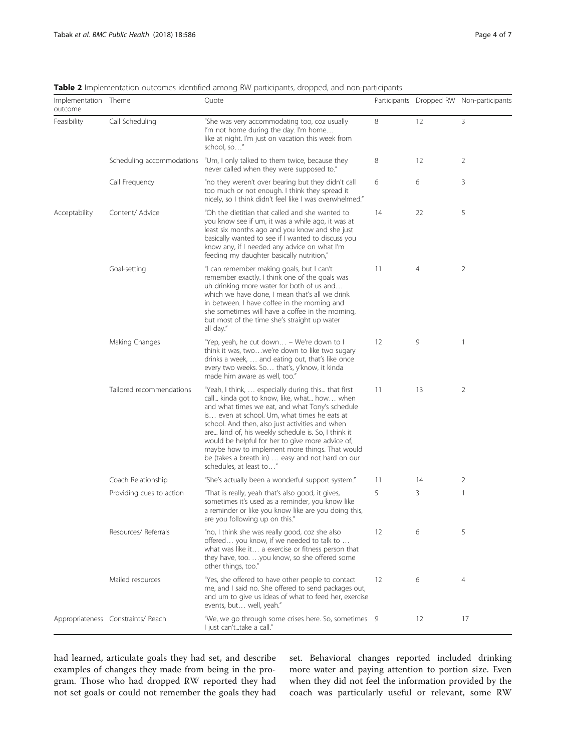**Table 2** Implementation outcomes identified among RW participants, dropped, and non-participants

| Implementation outcome | Theme | Quote | Participants | Dropped RW | Non-participants |
|---|---|---|---|---|---|
| Feasibility | Call Scheduling | "She was very accommodating too, coz usually I'm not home during the day. I'm home… like at night. I'm just on vacation this week from school, so…" | 8 | 12 | 3 |
| | Scheduling accommodations | "Um, I only talked to them twice, because they never called when they were supposed to." | 8 | 12 | 2 |
| | Call Frequency | "no they weren't over bearing but they didn't call too much or not enough. I think they spread it nicely, so I think didn't feel like I was overwhelmed." | 6 | 6 | 3 |
| Acceptability | Content/ Advice | "Oh the dietitian that called and she wanted to you know see if um, it was a while ago, it was at least six months ago and you know and she just basically wanted to see if I wanted to discuss you know any, if I needed any advice on what I'm feeding my daughter basically nutrition," | 14 | 22 | 5 |
| | Goal-setting | "I can remember making goals, but I can't remember exactly. I think one of the goals was uh drinking more water for both of us and… which we have done, I mean that's all we drink in between. I have coffee in the morning and she sometimes will have a coffee in the morning, but most of the time she's straight up water all day." | 11 | 4 | 2 |
| | Making Changes | "Yep, yeah, he cut down… – We're down to I think it was, two…we're down to like two sugary drinks a week, … and eating out, that's like once every two weeks. So… that's, y'know, it kinda made him aware as well, too." | 12 | 9 | 1 |
| | Tailored recommendations | "Yeah, I think, … especially during this... that first call... kinda got to know, like, what... how… when and what times we eat, and what Tony's schedule is… even at school. Um, what times he eats at school. And then, also just activities and when are... kind of, his weekly schedule is. So, I think it would be helpful for her to give more advice of, maybe how to implement more things. That would be (takes a breath in) … easy and not hard on our schedules, at least to…" | 11 | 13 | 2 |
| | Coach Relationship | "She's actually been a wonderful support system." | 11 | 14 | 2 |
| | Providing cues to action | "That is really, yeah that's also good, it gives, sometimes it's used as a reminder, you know like a reminder or like you know like are you doing this, are you following up on this." | 5 | 3 | 1 |
| | Resources/ Referrals | "no, I think she was really good, coz she also offered… you know, if we needed to talk to … what was like it… a exercise or fitness person that they have, too. …you know, so she offered some other things, too." | 12 | 6 | 5 |
| | Mailed resources | "Yes, she offered to have other people to contact me, and I said no. She offered to send packages out, and um to give us ideas of what to feed her, exercise events, but… well, yeah." | 12 | 6 | 4 |
| Appropriateness | Constraints/ Reach | "We, we go through some crises here. So, sometimes I just can't...take a call." | 9 | 12 | 17 |

had learned, articulate goals they had set, and describe examples of changes they made from being in the program. Those who had dropped RW reported they had not set goals or could not remember the goals they had set. Behavioral changes reported included drinking more water and paying attention to portion size. Even when they did not feel the information provided by the coach was particularly useful or relevant, some RW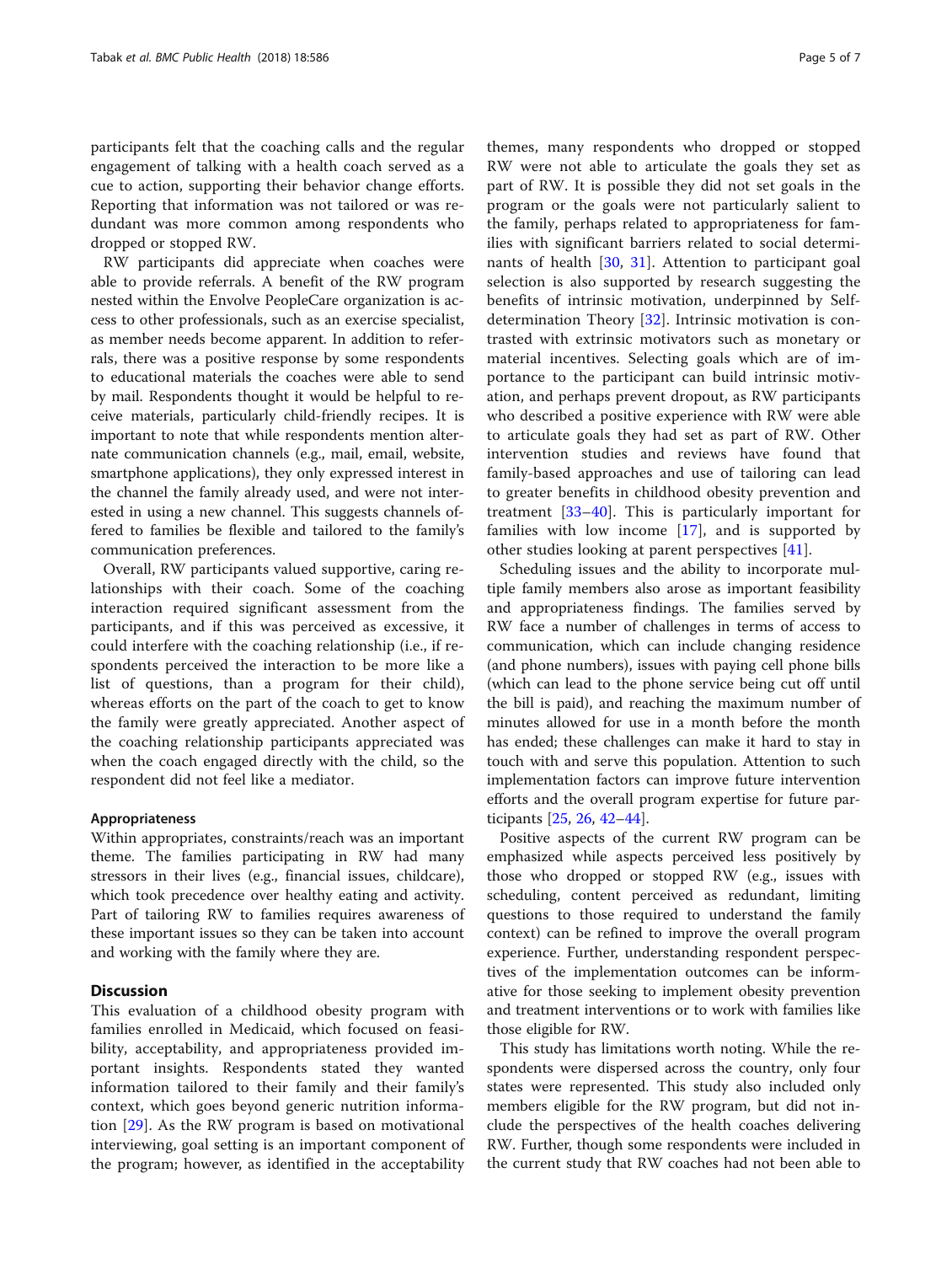participants felt that the coaching calls and the regular engagement of talking with a health coach served as a cue to action, supporting their behavior change efforts. Reporting that information was not tailored or was redundant was more common among respondents who dropped or stopped RW.

RW participants did appreciate when coaches were able to provide referrals. A benefit of the RW program nested within the Envolve PeopleCare organization is access to other professionals, such as an exercise specialist, as member needs become apparent. In addition to referrals, there was a positive response by some respondents to educational materials the coaches were able to send by mail. Respondents thought it would be helpful to receive materials, particularly child-friendly recipes. It is important to note that while respondents mention alternate communication channels (e.g., mail, email, website, smartphone applications), they only expressed interest in the channel the family already used, and were not interested in using a new channel. This suggests channels offered to families be flexible and tailored to the family's communication preferences.

Overall, RW participants valued supportive, caring relationships with their coach. Some of the coaching interaction required significant assessment from the participants, and if this was perceived as excessive, it could interfere with the coaching relationship (i.e., if respondents perceived the interaction to be more like a list of questions, than a program for their child), whereas efforts on the part of the coach to get to know the family were greatly appreciated. Another aspect of the coaching relationship participants appreciated was when the coach engaged directly with the child, so the respondent did not feel like a mediator.

#### Appropriateness

Within appropriates, constraints/reach was an important theme. The families participating in RW had many stressors in their lives (e.g., financial issues, childcare), which took precedence over healthy eating and activity. Part of tailoring RW to families requires awareness of these important issues so they can be taken into account and working with the family where they are.

## Discussion

This evaluation of a childhood obesity program with families enrolled in Medicaid, which focused on feasibility, acceptability, and appropriateness provided important insights. Respondents stated they wanted information tailored to their family and their family's context, which goes beyond generic nutrition information [29]. As the RW program is based on motivational interviewing, goal setting is an important component of the program; however, as identified in the acceptability themes, many respondents who dropped or stopped RW were not able to articulate the goals they set as part of RW. It is possible they did not set goals in the program or the goals were not particularly salient to the family, perhaps related to appropriateness for families with significant barriers related to social determinants of health [30, 31]. Attention to participant goal selection is also supported by research suggesting the benefits of intrinsic motivation, underpinned by Self-determination Theory [32]. Intrinsic motivation is contrasted with extrinsic motivators such as monetary or material incentives. Selecting goals which are of importance to the participant can build intrinsic motivation, and perhaps prevent dropout, as RW participants who described a positive experience with RW were able to articulate goals they had set as part of RW. Other intervention studies and reviews have found that family-based approaches and use of tailoring can lead to greater benefits in childhood obesity prevention and treatment [33–40]. This is particularly important for families with low income [17], and is supported by other studies looking at parent perspectives [41].

Scheduling issues and the ability to incorporate multiple family members also arose as important feasibility and appropriateness findings. The families served by RW face a number of challenges in terms of access to communication, which can include changing residence (and phone numbers), issues with paying cell phone bills (which can lead to the phone service being cut off until the bill is paid), and reaching the maximum number of minutes allowed for use in a month before the month has ended; these challenges can make it hard to stay in touch with and serve this population. Attention to such implementation factors can improve future intervention efforts and the overall program expertise for future participants [25, 26, 42–44].

Positive aspects of the current RW program can be emphasized while aspects perceived less positively by those who dropped or stopped RW (e.g., issues with scheduling, content perceived as redundant, limiting questions to those required to understand the family context) can be refined to improve the overall program experience. Further, understanding respondent perspectives of the implementation outcomes can be informative for those seeking to implement obesity prevention and treatment interventions or to work with families like those eligible for RW.

This study has limitations worth noting. While the respondents were dispersed across the country, only four states were represented. This study also included only members eligible for the RW program, but did not include the perspectives of the health coaches delivering RW. Further, though some respondents were included in the current study that RW coaches had not been able to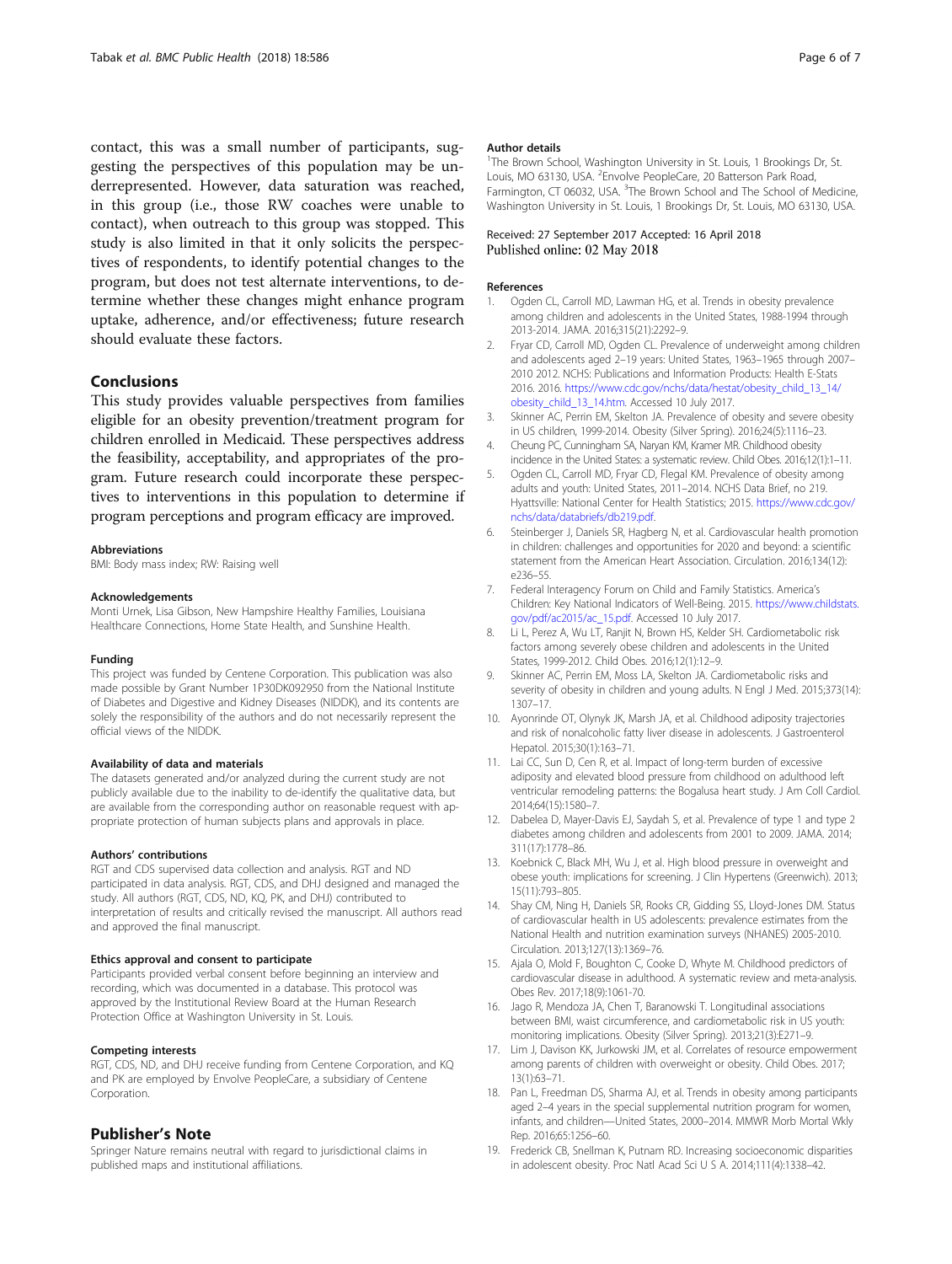contact, this was a small number of participants, suggesting the perspectives of this population may be underrepresented. However, data saturation was reached, in this group (i.e., those RW coaches were unable to contact), when outreach to this group was stopped. This study is also limited in that it only solicits the perspectives of respondents, to identify potential changes to the program, but does not test alternate interventions, to determine whether these changes might enhance program uptake, adherence, and/or effectiveness; future research should evaluate these factors.

## Conclusions

This study provides valuable perspectives from families eligible for an obesity prevention/treatment program for children enrolled in Medicaid. These perspectives address the feasibility, acceptability, and appropriates of the program. Future research could incorporate these perspectives to interventions in this population to determine if program perceptions and program efficacy are improved.

#### Abbreviations

BMI: Body mass index; RW: Raising well

#### Acknowledgements

Monti Urnek, Lisa Gibson, New Hampshire Healthy Families, Louisiana Healthcare Connections, Home State Health, and Sunshine Health.

#### Funding

This project was funded by Centene Corporation. This publication was also made possible by Grant Number 1P30DK092950 from the National Institute of Diabetes and Digestive and Kidney Diseases (NIDDK), and its contents are solely the responsibility of the authors and do not necessarily represent the official views of the NIDDK.

#### Availability of data and materials

The datasets generated and/or analyzed during the current study are not publicly available due to the inability to de-identify the qualitative data, but are available from the corresponding author on reasonable request with appropriate protection of human subjects plans and approvals in place.

#### Authors' contributions

RGT and CDS supervised data collection and analysis. RGT and ND participated in data analysis. RGT, CDS, and DHJ designed and managed the study. All authors (RGT, CDS, ND, KQ, PK, and DHJ) contributed to interpretation of results and critically revised the manuscript. All authors read and approved the final manuscript.

#### Ethics approval and consent to participate

Participants provided verbal consent before beginning an interview and recording, which was documented in a database. This protocol was approved by the Institutional Review Board at the Human Research Protection Office at Washington University in St. Louis.

#### Competing interests

RGT, CDS, ND, and DHJ receive funding from Centene Corporation, and KQ and PK are employed by Envolve PeopleCare, a subsidiary of Centene Corporation.

## Publisher's Note

Springer Nature remains neutral with regard to jurisdictional claims in published maps and institutional affiliations.

#### Author details

[1]The Brown School, Washington University in St. Louis, 1 Brookings Dr, St. Louis, MO 63130, USA. [2]Envolve PeopleCare, 20 Batterson Park Road, Farmington, CT 06032, USA. [3]The Brown School and The School of Medicine, Washington University in St. Louis, 1 Brookings Dr, St. Louis, MO 63130, USA.

Received: 27 September 2017 Accepted: 16 April 2018
Published online: 02 May 2018

#### References

1. Ogden CL, Carroll MD, Lawman HG, et al. Trends in obesity prevalence among children and adolescents in the United States, 1988-1994 through 2013-2014. JAMA. 2016;315(21):2292–9.
2. Fryar CD, Carroll MD, Ogden CL. Prevalence of underweight among children and adolescents aged 2–19 years: United States, 1963–1965 through 2007–2010 2012. NCHS: Publications and Information Products: Health E-Stats 2016. 2016. https://www.cdc.gov/nchs/data/hestat/obesity_child_13_14/obesity_child_13_14.htm. Accessed 10 July 2017.
3. Skinner AC, Perrin EM, Skelton JA. Prevalence of obesity and severe obesity in US children, 1999-2014. Obesity (Silver Spring). 2016;24(5):1116–23.
4. Cheung PC, Cunningham SA, Naryan KM, Kramer MR. Childhood obesity incidence in the United States: a systematic review. Child Obes. 2016;12(1):1–11.
5. Ogden CL, Carroll MD, Fryar CD, Flegal KM. Prevalence of obesity among adults and youth: United States, 2011–2014. NCHS Data Brief, no 219. Hyattsville: National Center for Health Statistics; 2015. https://www.cdc.gov/nchs/data/databriefs/db219.pdf.
6. Steinberger J, Daniels SR, Hagberg N, et al. Cardiovascular health promotion in children: challenges and opportunities for 2020 and beyond: a scientific statement from the American Heart Association. Circulation. 2016;134(12):e236–55.
7. Federal Interagency Forum on Child and Family Statistics. America's Children: Key National Indicators of Well-Being. 2015. https://www.childstats.gov/pdf/ac2015/ac_15.pdf. Accessed 10 July 2017.
8. Li L, Perez A, Wu LT, Ranjit N, Brown HS, Kelder SH. Cardiometabolic risk factors among severely obese children and adolescents in the United States, 1999-2012. Child Obes. 2016;12(1):12–9.
9. Skinner AC, Perrin EM, Moss LA, Skelton JA. Cardiometabolic risks and severity of obesity in children and young adults. N Engl J Med. 2015;373(14):1307–17.
10. Ayonrinde OT, Olynyk JK, Marsh JA, et al. Childhood adiposity trajectories and risk of nonalcoholic fatty liver disease in adolescents. J Gastroenterol Hepatol. 2015;30(1):163–71.
11. Lai CC, Sun D, Cen R, et al. Impact of long-term burden of excessive adiposity and elevated blood pressure from childhood on adulthood left ventricular remodeling patterns: the Bogalusa heart study. J Am Coll Cardiol. 2014;64(15):1580–7.
12. Dabelea D, Mayer-Davis EJ, Saydah S, et al. Prevalence of type 1 and type 2 diabetes among children and adolescents from 2001 to 2009. JAMA. 2014;311(17):1778–86.
13. Koebnick C, Black MH, Wu J, et al. High blood pressure in overweight and obese youth: implications for screening. J Clin Hypertens (Greenwich). 2013;15(11):793–805.
14. Shay CM, Ning H, Daniels SR, Rooks CR, Gidding SS, Lloyd-Jones DM. Status of cardiovascular health in US adolescents: prevalence estimates from the National Health and nutrition examination surveys (NHANES) 2005-2010. Circulation. 2013;127(13):1369–76.
15. Ajala O, Mold F, Boughton C, Cooke D, Whyte M. Childhood predictors of cardiovascular disease in adulthood. A systematic review and meta-analysis. Obes Rev. 2017;18(9):1061-70.
16. Jago R, Mendoza JA, Chen T, Baranowski T. Longitudinal associations between BMI, waist circumference, and cardiometabolic risk in US youth: monitoring implications. Obesity (Silver Spring). 2013;21(3):E271–9.
17. Lim J, Davison KK, Jurkowski JM, et al. Correlates of resource empowerment among parents of children with overweight or obesity. Child Obes. 2017;13(1):63–71.
18. Pan L, Freedman DS, Sharma AJ, et al. Trends in obesity among participants aged 2–4 years in the special supplemental nutrition program for women, infants, and children—United States, 2000–2014. MMWR Morb Mortal Wkly Rep. 2016;65:1256–60.
19. Frederick CB, Snellman K, Putnam RD. Increasing socioeconomic disparities in adolescent obesity. Proc Natl Acad Sci U S A. 2014;111(4):1338–42.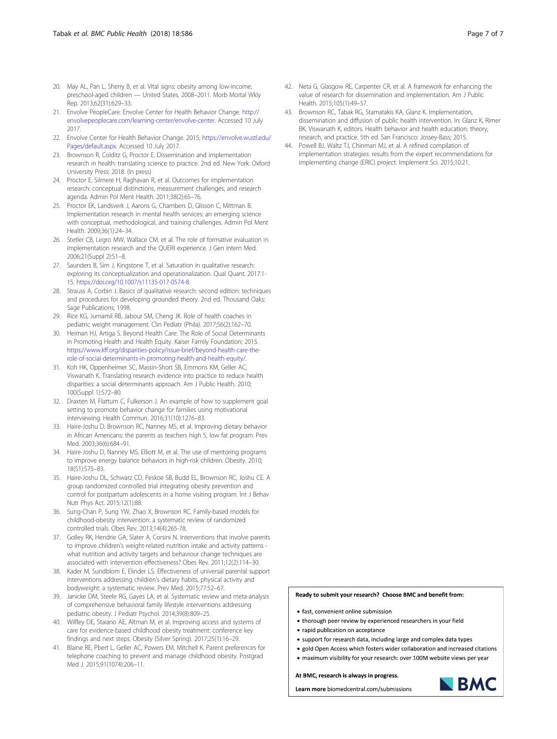20. May AL, Pan L, Sherry B, et al. Vital signs: obesity among low-income, preschool-aged children — United States, 2008–2011. Morb Mortal Wkly Rep. 2013;62(31):629–33.
21. Envolve PeopleCare. Envolve Center for Health Behavior Change. http://envolvepeoplecare.com/learning-center/envolve-center. Accessed 10 July 2017.
22. Envolve Center for Health Behavior Change. 2015; https://envolve.wustl.edu/Pages/default.aspx. Accessed 10 July 2017.
23. Brownson R, Colditz G, Proctor E. Dissemination and implementation research in health: translating science to practice. 2nd ed. New York: Oxford University Press; 2018. (In press)
24. Proctor E, Silmere H, Raghavan R, et al. Outcomes for implementation research: conceptual distinctions, measurement challenges, and research agenda. Admin Pol Ment Health. 2011;38(2):65–76.
25. Proctor EK, Landsverk J, Aarons G, Chambers D, Glisson C, Mittman B. Implementation research in mental health services: an emerging science with conceptual, methodological, and training challenges. Admin Pol Ment Health. 2009;36(1):24–34.
26. Stetler CB, Legro MW, Wallace CM, et al. The role of formative evaluation in implementation research and the QUERI experience. J Gen Intern Med. 2006;21(Suppl 2):S1–8.
27. Saunders B, Sim J, Kingstone T, et al. Saturation in qualitative research: exploring its conceptualization and operationalization. Qual Quant. 2017:1-15. https://doi.org/10.1007/s11135-017-0574-8.
28. Strauss A, Corbin J. Basics of qualitative research: second edition: techniques and procedures for developing grounded theory. 2nd ed. Thousand Oaks: Sage Publications; 1998.
29. Rice KG, Jumamil RB, Jabour SM, Cheng JK. Role of health coaches in pediatric weight management. Clin Pediatr (Phila). 2017;56(2):162–70.
30. Heiman HJ, Artiga S. Beyond Health Care: The Role of Social Determinants in Promoting Health and Health Equity. Kaiser Family Foundation; 2015. https://www.kff.org/disparities-policy/issue-brief/beyond-health-care-the-role-of-social-determinants-in-promoting-health-and-health-equity/.
31. Koh HK, Oppenheimer SC, Massin-Short SB, Emmons KM, Geller AC, Viswanath K. Translating research evidence into practice to reduce health disparities: a social determinants approach. Am J Public Health. 2010; 100(Suppl 1):S72–80.
32. Draxten M, Flattum C, Fulkerson J. An example of how to supplement goal setting to promote behavior change for families using motivational interviewing. Health Commun. 2016;31(10):1276–83.
33. Haire-Joshu D, Brownson RC, Nanney MS, et al. Improving dietary behavior in African Americans: the parents as teachers high 5, low fat program. Prev Med. 2003;36(6):684–91.
34. Haire-Joshu D, Nanney MS, Elliott M, et al. The use of mentoring programs to improve energy balance behaviors in high-risk children. Obesity. 2010; 18(S1):S75–83.
35. Haire-Joshu DL, Schwarz CD, Peskoe SB, Budd EL, Brownson RC, Joshu CE. A group randomized controlled trial integrating obesity prevention and control for postpartum adolescents in a home visiting program. Int J Behav Nutr Phys Act. 2015;12(1):88.
36. Sung-Chan P, Sung YW, Zhao X, Brownson RC. Family-based models for childhood-obesity intervention: a systematic review of randomized controlled trials. Obes Rev. 2013;14(4):265-78.
37. Golley RK, Hendrie GA, Slater A, Corsini N. Interventions that involve parents to improve children's weight-related nutrition intake and activity patterns - what nutrition and activity targets and behaviour change techniques are associated with intervention effectiveness? Obes Rev. 2011;12(2):114–30.
38. Kader M, Sundblom E, Elinder LS. Effectiveness of universal parental support interventions addressing children's dietary habits, physical activity and bodyweight: a systematic review. Prev Med. 2015;77:52–67.
39. Janicke DM, Steele RG, Gayes LA, et al. Systematic review and meta-analysis of comprehensive behavioral family lifestyle interventions addressing pediatric obesity. J Pediatr Psychol. 2014;39(8):809–25.
40. Wilfley DE, Staiano AE, Altman M, et al. Improving access and systems of care for evidence-based childhood obesity treatment: conference key findings and next steps. Obesity (Silver Spring). 2017;25(1):16–29.
41. Blaine RE, Pbert L, Geller AC, Powers EM, Mitchell K. Parent preferences for telephone coaching to prevent and manage childhood obesity. Postgrad Med J. 2015;91(1074):206–11.
42. Neta G, Glasgow RE, Carpenter CR, et al. A framework for enhancing the value of research for dissemination and implementation. Am J Public Health. 2015;105(1):49–57.
43. Brownson RC, Tabak RG, Stamatakis KA, Glanz K. Implementation, dissemination and diffusion of public health intervention. In: Glanz K, Rimer BK, Viswanath K, editors. Health behavior and health education: theory, research, and practice. 5th ed. San Francisco: Jossey-Bass; 2015.
44. Powell BJ, Waltz TJ, Chinman MJ, et al. A refined compilation of implementation strategies: results from the expert recommendations for implementing change (ERIC) project. Implement Sci. 2015;10:21.

**Ready to submit your research? Choose BMC and benefit from:**

- fast, convenient online submission
- thorough peer review by experienced researchers in your field
- rapid publication on acceptance
- support for research data, including large and complex data types
- gold Open Access which fosters wider collaboration and increased citations
- maximum visibility for your research: over 100M website views per year

**At BMC, research is always in progress.**

**Learn more** biomedcentral.com/submissions

BMC